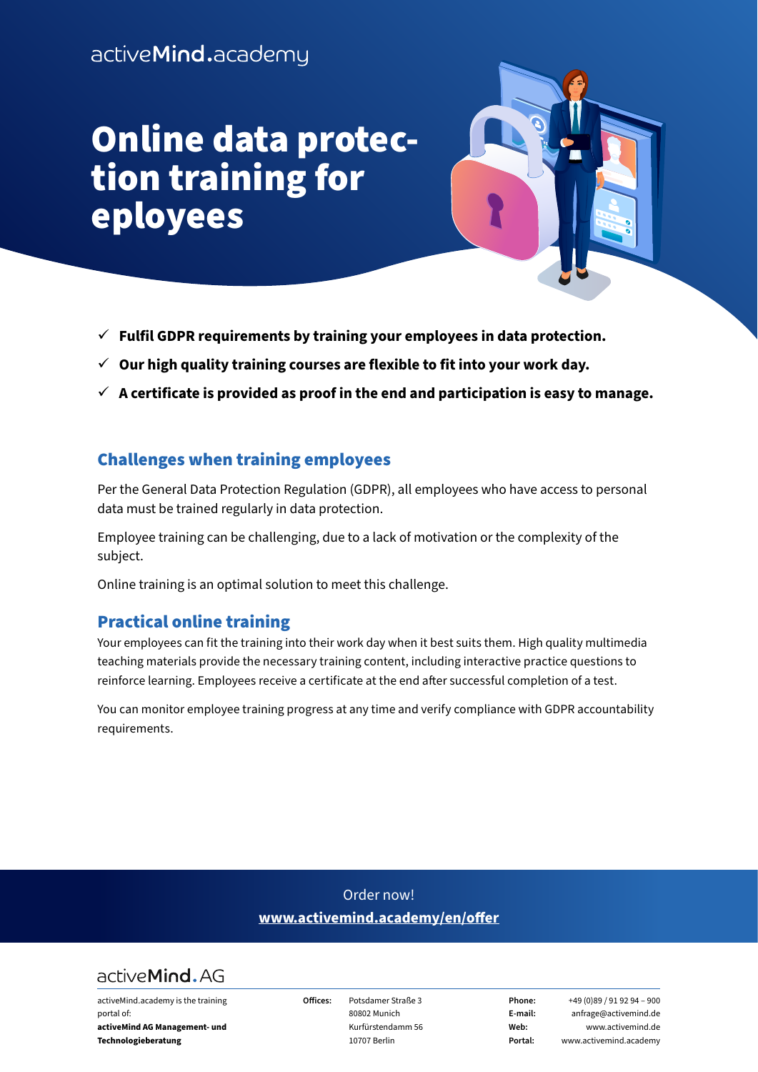activeMind.academy

# Online data protection training for eployees

- ✓ **Fulfil GDPR requirements by training your employees in data protection.**
- ✓ **Our high quality training courses are flexible to fit into your work day.**
- ✓ **A certificate is provided as proof in the end and participation is easy to manage.**

## Challenges when training employees

Per the General Data Protection Regulation (GDPR), all employees who have access to personal data must be trained regularly in data protection.

Employee training can be challenging, due to a lack of motivation or the complexity of the subject.

Online training is an optimal solution to meet this challenge.

## Practical online training

Your employees can fit the training into their work day when it best suits them. High quality multimedia teaching materials provide the necessary training content, including interactive practice questions to reinforce learning. Employees receive a certificate at the end after successful completion of a test.

You can monitor employee training progress at any time and verify compliance with GDPR accountability requirements.

Order now!
**www.activemind.academy/en/offer**

activeMind.AG

activeMind.academy is the training portal of:
**activeMind AG Management- und Technologieberatung**

**Offices:** Potsdamer Straße 3, 80802 Munich; Kurfürstendamm 56, 10707 Berlin

**Phone:** +49 (0)89 / 91 92 94 – 900
**E-mail:** anfrage@activemind.de
**Web:** www.activemind.de
**Portal:** www.activemind.academy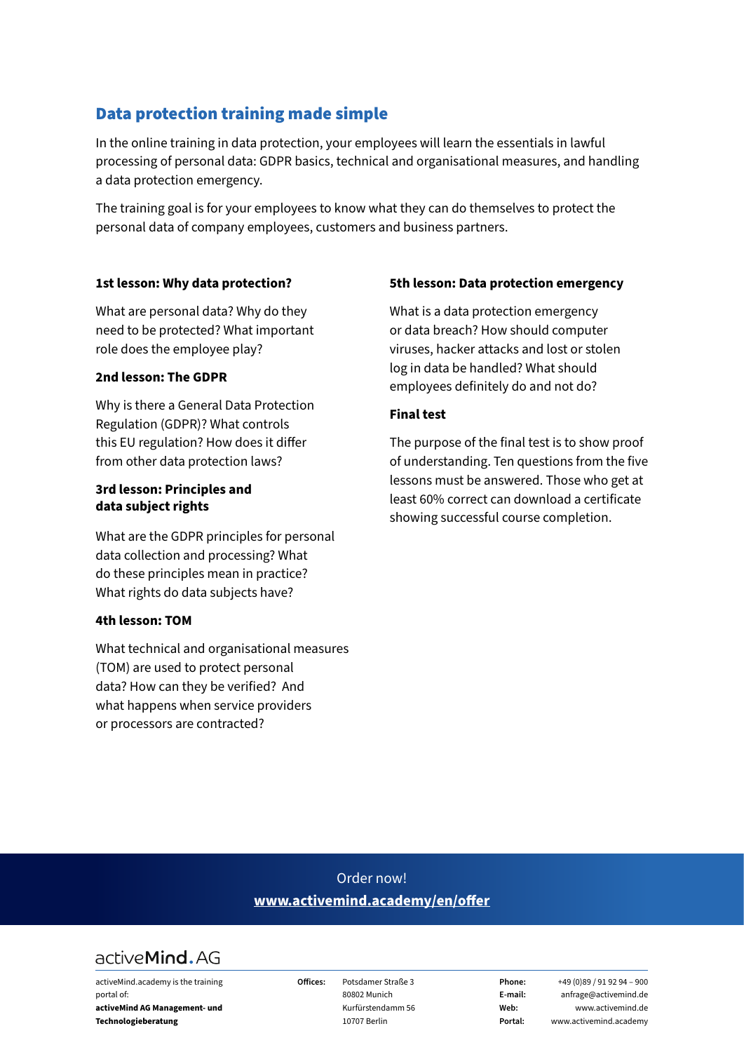## Data protection training made simple

In the online training in data protection, your employees will learn the essentials in lawful processing of personal data: GDPR basics, technical and organisational measures, and handling a data protection emergency.

The training goal is for your employees to know what they can do themselves to protect the personal data of company employees, customers and business partners.

### 1st lesson: Why data protection?

What are personal data? Why do they need to be protected? What important role does the employee play?

### 2nd lesson: The GDPR

Why is there a General Data Protection Regulation (GDPR)? What controls this EU regulation? How does it differ from other data protection laws?

### 3rd lesson: Principles and data subject rights

What are the GDPR principles for personal data collection and processing? What do these principles mean in practice? What rights do data subjects have?

### 4th lesson: TOM

What technical and organisational measures (TOM) are used to protect personal data? How can they be verified? And what happens when service providers or processors are contracted?

### 5th lesson: Data protection emergency

What is a data protection emergency or data breach? How should computer viruses, hacker attacks and lost or stolen log in data be handled? What should employees definitely do and not do?

### Final test

The purpose of the final test is to show proof of understanding. Ten questions from the five lessons must be answered. Those who get at least 60% correct can download a certificate showing successful course completion.

Order now!
**www.activemind.academy/en/offer**

activeMind.AG

activeMind.academy is the training portal of:
**activeMind AG Management- und Technologieberatung**

**Offices:** Potsdamer Straße 3, 80802 Munich; Kurfürstendamm 56, 10707 Berlin

**Phone:** +49 (0)89 / 91 92 94 – 900
**E-mail:** anfrage@activemind.de
**Web:** www.activemind.de
**Portal:** www.activemind.academy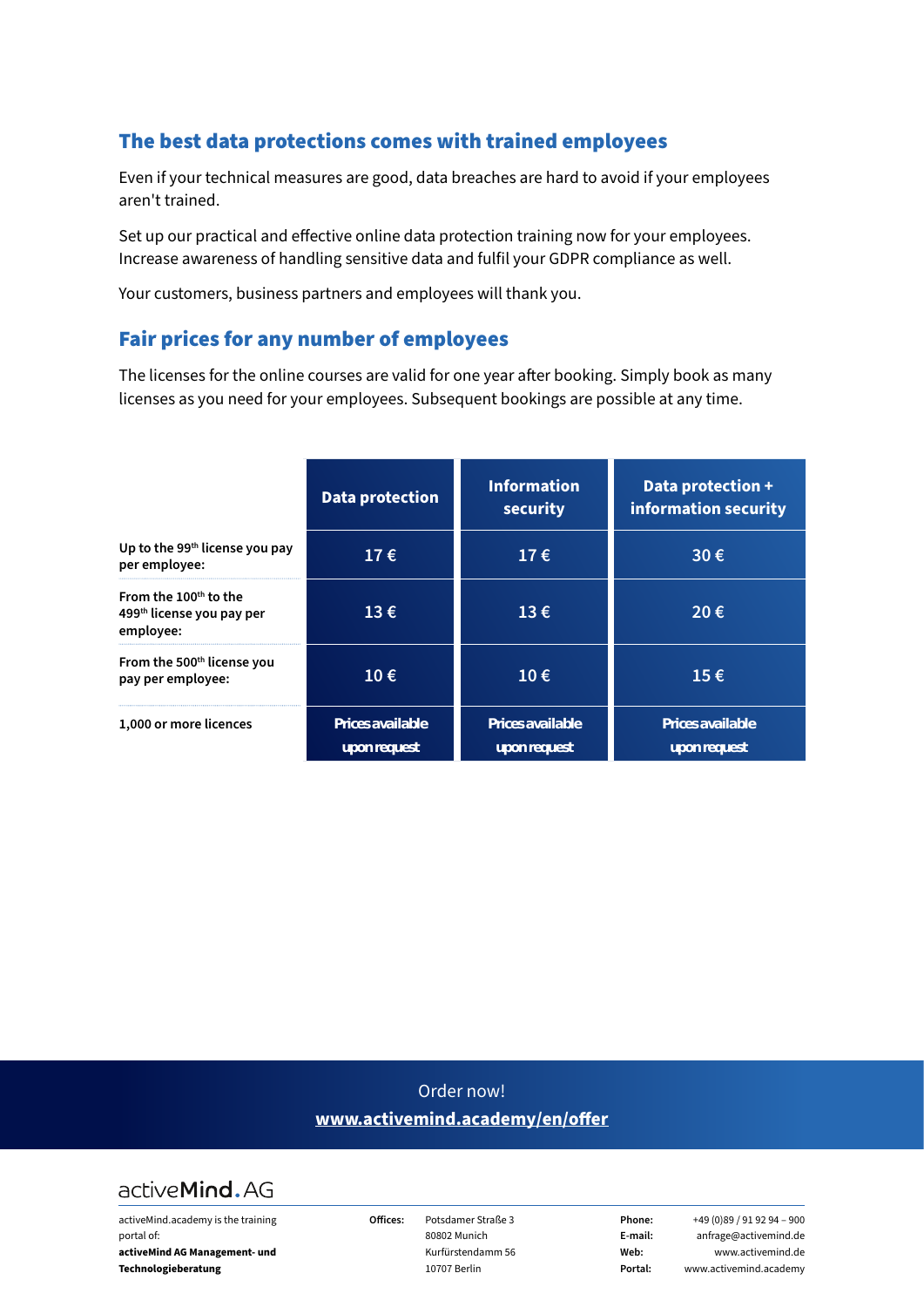## The best data protections comes with trained employees

Even if your technical measures are good, data breaches are hard to avoid if your employees aren't trained.

Set up our practical and effective online data protection training now for your employees. Increase awareness of handling sensitive data and fulfil your GDPR compliance as well.

Your customers, business partners and employees will thank you.

## Fair prices for any number of employees

The licenses for the online courses are valid for one year after booking. Simply book as many licenses as you need for your employees. Subsequent bookings are possible at any time.

| | Data protection | Information security | Data protection + information security |
|---|---|---|---|
| **Up to the 99th license you pay per employee:** | 17 € | 17 € | 30 € |
| **From the 100th to the 499th license you pay per employee:** | 13 € | 13 € | 20 € |
| **From the 500th license you pay per employee:** | 10 € | 10 € | 15 € |
| **1,000 or more licences** | Prices available upon request | Prices available upon request | Prices available upon request |

Order now!

**www.activemind.academy/en/offer**

activeMind.AG

activeMind.academy is the training portal of:
**activeMind AG Management- und Technologieberatung**

**Offices:** Potsdamer Straße 3, 80802 Munich; Kurfürstendamm 56, 10707 Berlin

**Phone:** +49 (0)89 / 91 92 94 – 900
**E-mail:** anfrage@activemind.de
**Web:** www.activemind.de
**Portal:** www.activemind.academy